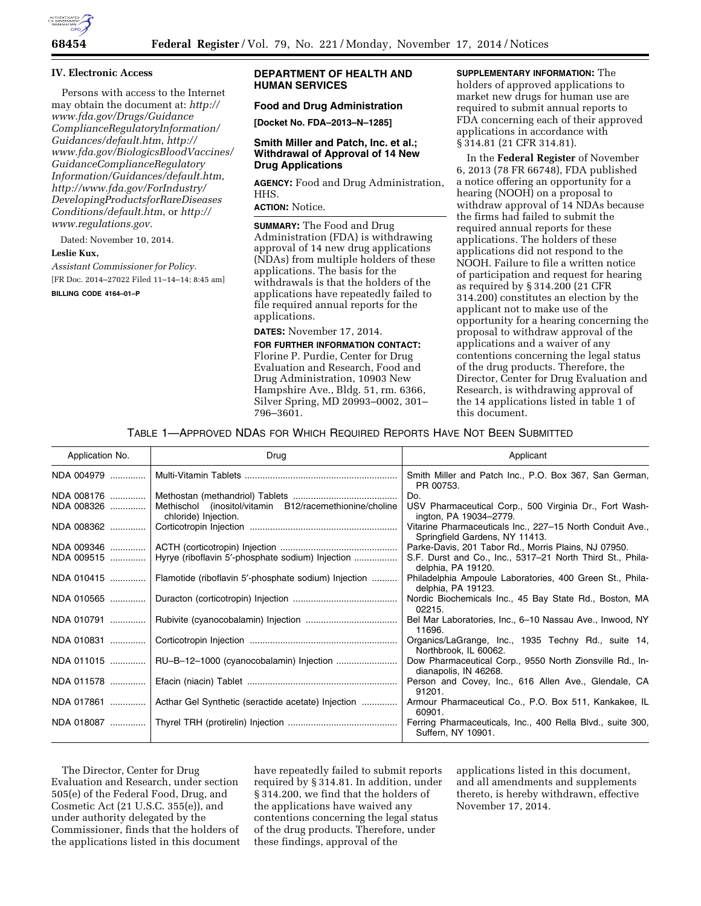## IV. Electronic Access

Persons with access to the Internet may obtain the document at: *http://www.fda.gov/Drugs/GuidanceComplianceRegulatoryInformation/Guidances/default.htm*, *http://www.fda.gov/BiologicsBloodVaccines/GuidanceComplianceRegulatoryInformation/Guidances/default.htm*, *http://www.fda.gov/ForIndustry/DevelopingProductsforRareDiseasesConditions/default.htm*, or *http://www.regulations.gov.*

Dated: November 10, 2014.

**Leslie Kux,**

*Assistant Commissioner for Policy.*

[FR Doc. 2014–27022 Filed 11–14–14; 8:45 am]

**BILLING CODE 4164–01–P**

## DEPARTMENT OF HEALTH AND HUMAN SERVICES

### Food and Drug Administration

**[Docket No. FDA–2013–N–1285]**

### Smith Miller and Patch, Inc. et al.; Withdrawal of Approval of 14 New Drug Applications

**AGENCY:** Food and Drug Administration, HHS.

**ACTION:** Notice.

**SUMMARY:** The Food and Drug Administration (FDA) is withdrawing approval of 14 new drug applications (NDAs) from multiple holders of these applications. The basis for the withdrawals is that the holders of the applications have repeatedly failed to file required annual reports for the applications.

**DATES:** November 17, 2014.

**FOR FURTHER INFORMATION CONTACT:** Florine P. Purdie, Center for Drug Evaluation and Research, Food and Drug Administration, 10903 New Hampshire Ave., Bldg. 51, rm. 6366, Silver Spring, MD 20993–0002, 301–796–3601.

**SUPPLEMENTARY INFORMATION:** The holders of approved applications to market new drugs for human use are required to submit annual reports to FDA concerning each of their approved applications in accordance with § 314.81 (21 CFR 314.81).

In the **Federal Register** of November 6, 2013 (78 FR 66748), FDA published a notice offering an opportunity for a hearing (NOOH) on a proposal to withdraw approval of 14 NDAs because the firms had failed to submit the required annual reports for these applications. The holders of these applications did not respond to the NOOH. Failure to file a written notice of participation and request for hearing as required by § 314.200 (21 CFR 314.200) constitutes an election by the applicant not to make use of the opportunity for a hearing concerning the proposal to withdraw approval of the applications and a waiver of any contentions concerning the legal status of the drug products. Therefore, the Director, Center for Drug Evaluation and Research, is withdrawing approval of the 14 applications listed in table 1 of this document.

TABLE 1—APPROVED NDAS FOR WHICH REQUIRED REPORTS HAVE NOT BEEN SUBMITTED

| Application No. | Drug | Applicant |
|---|---|---|
| NDA 004979 | Multi-Vitamin Tablets | Smith Miller and Patch Inc., P.O. Box 367, San German, PR 00753. |
| NDA 008176 | Methostan (methandriol) Tablets | Do. |
| NDA 008326 | Methischol (inositol/vitamin B12/racemethionine/choline chloride) Injection. | USV Pharmaceutical Corp., 500 Virginia Dr., Fort Washington, PA 19034–2779. |
| NDA 008362 | Corticotropin Injection | Vitarine Pharmaceuticals Inc., 227–15 North Conduit Ave., Springfield Gardens, NY 11413. |
| NDA 009346 | ACTH (corticotropin) Injection | Parke-Davis, 201 Tabor Rd., Morris Plains, NJ 07950. |
| NDA 009515 | Hyrye (riboflavin 5′-phosphate sodium) Injection | S.F. Durst and Co., Inc., 5317–21 North Third St., Philadelphia, PA 19120. |
| NDA 010415 | Flamotide (riboflavin 5′-phosphate sodium) Injection | Philadelphia Ampoule Laboratories, 400 Green St., Philadelphia, PA 19123. |
| NDA 010565 | Duracton (corticotropin) Injection | Nordic Biochemicals Inc., 45 Bay State Rd., Boston, MA 02215. |
| NDA 010791 | Rubivite (cyanocobalamin) Injection | Bel Mar Laboratories, Inc., 6–10 Nassau Ave., Inwood, NY 11696. |
| NDA 010831 | Corticotropin Injection | Organics/LaGrange, Inc., 1935 Techny Rd., suite 14, Northbrook, IL 60062. |
| NDA 011015 | RU–B–12–1000 (cyanocobalamin) Injection | Dow Pharmaceutical Corp., 9550 North Zionsville Rd., Indianapolis, IN 46268. |
| NDA 011578 | Efacin (niacin) Tablet | Person and Covey, Inc., 616 Allen Ave., Glendale, CA 91201. |
| NDA 017861 | Acthar Gel Synthetic (seractide acetate) Injection | Armour Pharmaceutical Co., P.O. Box 511, Kankakee, IL 60901. |
| NDA 018087 | Thyrel TRH (protirelin) Injection | Ferring Pharmaceuticals, Inc., 400 Rella Blvd., suite 300, Suffern, NY 10901. |

The Director, Center for Drug Evaluation and Research, under section 505(e) of the Federal Food, Drug, and Cosmetic Act (21 U.S.C. 355(e)), and under authority delegated by the Commissioner, finds that the holders of the applications listed in this document have repeatedly failed to submit reports required by § 314.81. In addition, under § 314.200, we find that the holders of the applications have waived any contentions concerning the legal status of the drug products. Therefore, under these findings, approval of the applications listed in this document, and all amendments and supplements thereto, is hereby withdrawn, effective November 17, 2014.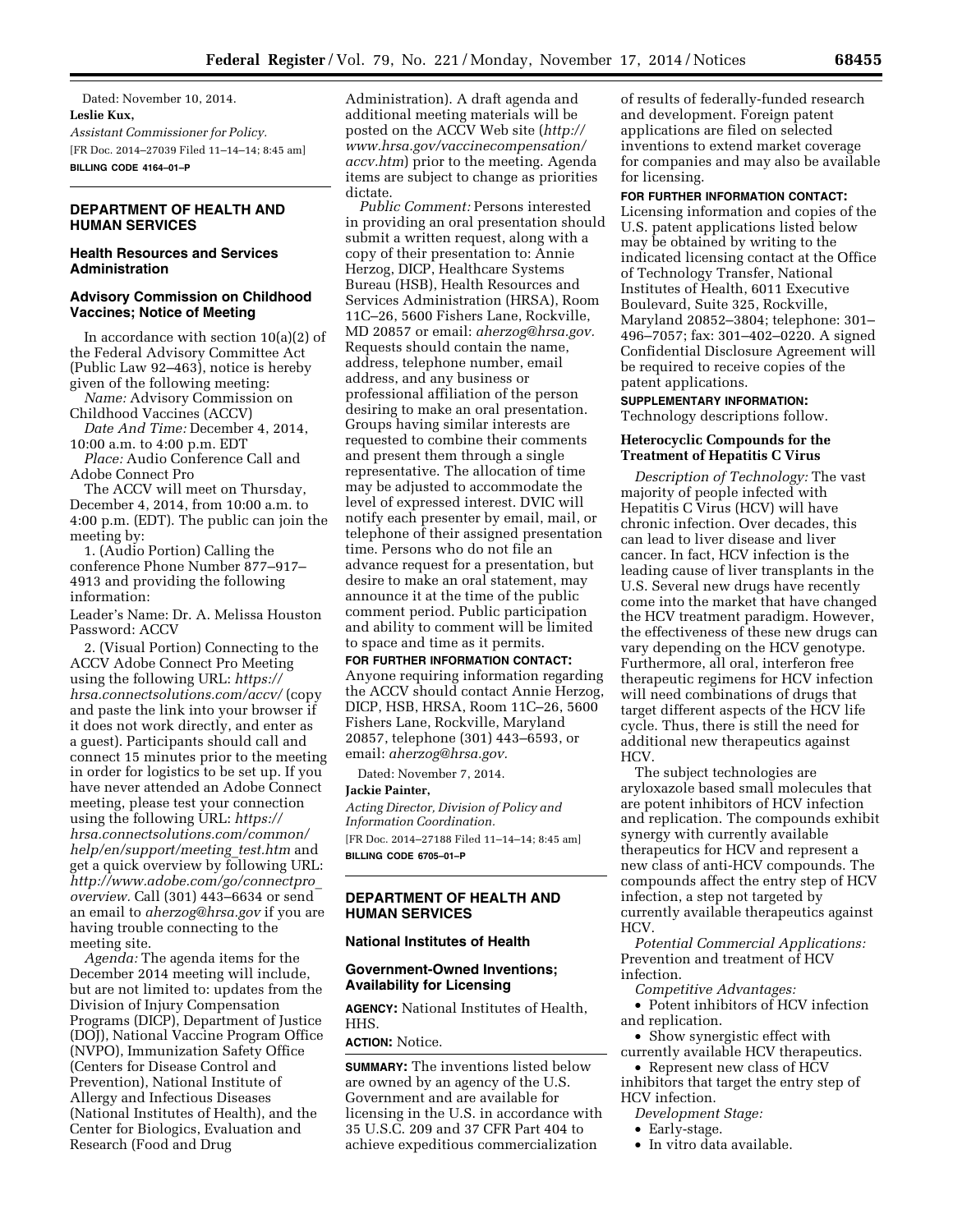Dated: November 10, 2014.

**Leslie Kux,**

*Assistant Commissioner for Policy.*

[FR Doc. 2014–27039 Filed 11–14–14; 8:45 am]

**BILLING CODE 4164–01–P**

---

## DEPARTMENT OF HEALTH AND HUMAN SERVICES

### Health Resources and Services Administration

### Advisory Commission on Childhood Vaccines; Notice of Meeting

In accordance with section 10(a)(2) of the Federal Advisory Committee Act (Public Law 92–463), notice is hereby given of the following meeting:

*Name:* Advisory Commission on Childhood Vaccines (ACCV)

*Date And Time:* December 4, 2014, 10:00 a.m. to 4:00 p.m. EDT

*Place:* Audio Conference Call and Adobe Connect Pro

The ACCV will meet on Thursday, December 4, 2014, from 10:00 a.m. to 4:00 p.m. (EDT). The public can join the meeting by:

1. (Audio Portion) Calling the conference Phone Number 877–917–4913 and providing the following information:

Leader's Name: Dr. A. Melissa Houston
Password: ACCV

2. (Visual Portion) Connecting to the ACCV Adobe Connect Pro Meeting using the following URL: *https://hrsa.connectsolutions.com/accv/* (copy and paste the link into your browser if it does not work directly, and enter as a guest). Participants should call and connect 15 minutes prior to the meeting in order for logistics to be set up. If you have never attended an Adobe Connect meeting, please test your connection using the following URL: *https://hrsa.connectsolutions.com/common/help/en/support/meeting_test.htm* and get a quick overview by following URL: *http://www.adobe.com/go/connectpro_overview.* Call (301) 443–6634 or send an email to *aherzog@hrsa.gov* if you are having trouble connecting to the meeting site.

*Agenda:* The agenda items for the December 2014 meeting will include, but are not limited to: updates from the Division of Injury Compensation Programs (DICP), Department of Justice (DOJ), National Vaccine Program Office (NVPO), Immunization Safety Office (Centers for Disease Control and Prevention), National Institute of Allergy and Infectious Diseases (National Institutes of Health), and the Center for Biologics, Evaluation and Research (Food and Drug Administration). A draft agenda and additional meeting materials will be posted on the ACCV Web site (*http://www.hrsa.gov/vaccinecompensation/accv.htm*) prior to the meeting. Agenda items are subject to change as priorities dictate.

*Public Comment:* Persons interested in providing an oral presentation should submit a written request, along with a copy of their presentation to: Annie Herzog, DICP, Healthcare Systems Bureau (HSB), Health Resources and Services Administration (HRSA), Room 11C–26, 5600 Fishers Lane, Rockville, MD 20857 or email: *aherzog@hrsa.gov.* Requests should contain the name, address, telephone number, email address, and any business or professional affiliation of the person desiring to make an oral presentation. Groups having similar interests are requested to combine their comments and present them through a single representative. The allocation of time may be adjusted to accommodate the level of expressed interest. DVIC will notify each presenter by email, mail, or telephone of their assigned presentation time. Persons who do not file an advance request for a presentation, but desire to make an oral statement, may announce it at the time of the public comment period. Public participation and ability to comment will be limited to space and time as it permits.

**FOR FURTHER INFORMATION CONTACT:** Anyone requiring information regarding the ACCV should contact Annie Herzog, DICP, HSB, HRSA, Room 11C–26, 5600 Fishers Lane, Rockville, Maryland 20857, telephone (301) 443–6593, or email: *aherzog@hrsa.gov.*

Dated: November 7, 2014.

**Jackie Painter,**

*Acting Director, Division of Policy and Information Coordination.*

[FR Doc. 2014–27188 Filed 11–14–14; 8:45 am]

**BILLING CODE 6705–01–P**

---

## DEPARTMENT OF HEALTH AND HUMAN SERVICES

### National Institutes of Health

### Government-Owned Inventions; Availability for Licensing

**AGENCY:** National Institutes of Health, HHS.

**ACTION:** Notice.

**SUMMARY:** The inventions listed below are owned by an agency of the U.S. Government and are available for licensing in the U.S. in accordance with 35 U.S.C. 209 and 37 CFR Part 404 to achieve expeditious commercialization of results of federally-funded research and development. Foreign patent applications are filed on selected inventions to extend market coverage for companies and may also be available for licensing.

**FOR FURTHER INFORMATION CONTACT:** Licensing information and copies of the U.S. patent applications listed below may be obtained by writing to the indicated licensing contact at the Office of Technology Transfer, National Institutes of Health, 6011 Executive Boulevard, Suite 325, Rockville, Maryland 20852–3804; telephone: 301–496–7057; fax: 301–402–0220. A signed Confidential Disclosure Agreement will be required to receive copies of the patent applications.

**SUPPLEMENTARY INFORMATION:** Technology descriptions follow.

### Heterocyclic Compounds for the Treatment of Hepatitis C Virus

*Description of Technology:* The vast majority of people infected with Hepatitis C Virus (HCV) will have chronic infection. Over decades, this can lead to liver disease and liver cancer. In fact, HCV infection is the leading cause of liver transplants in the U.S. Several new drugs have recently come into the market that have changed the HCV treatment paradigm. However, the effectiveness of these new drugs can vary depending on the HCV genotype. Furthermore, all oral, interferon free therapeutic regimens for HCV infection will need combinations of drugs that target different aspects of the HCV life cycle. Thus, there is still the need for additional new therapeutics against HCV.

The subject technologies are aryloxazole based small molecules that are potent inhibitors of HCV infection and replication. The compounds exhibit synergy with currently available therapeutics for HCV and represent a new class of anti-HCV compounds. The compounds affect the entry step of HCV infection, a step not targeted by currently available therapeutics against HCV.

*Potential Commercial Applications:* Prevention and treatment of HCV infection.

*Competitive Advantages:*

- Potent inhibitors of HCV infection and replication.
- Show synergistic effect with currently available HCV therapeutics.
- Represent new class of HCV inhibitors that target the entry step of HCV infection.

*Development Stage:*

- Early-stage.
- In vitro data available.